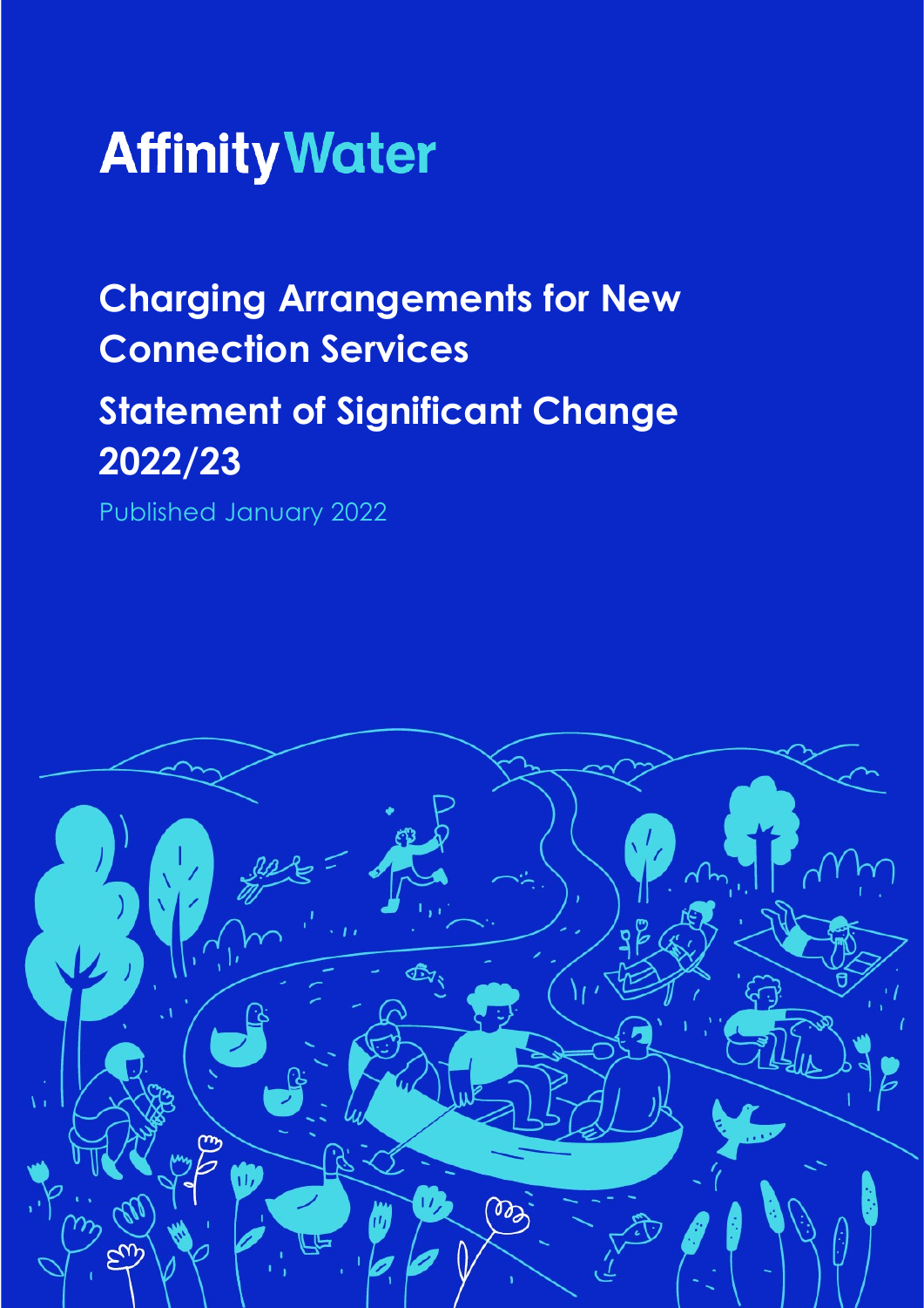# Affinity Water

## Charging Arrangements for New Connection Services

## Statement of Significant Change 2022/23

Published January 2022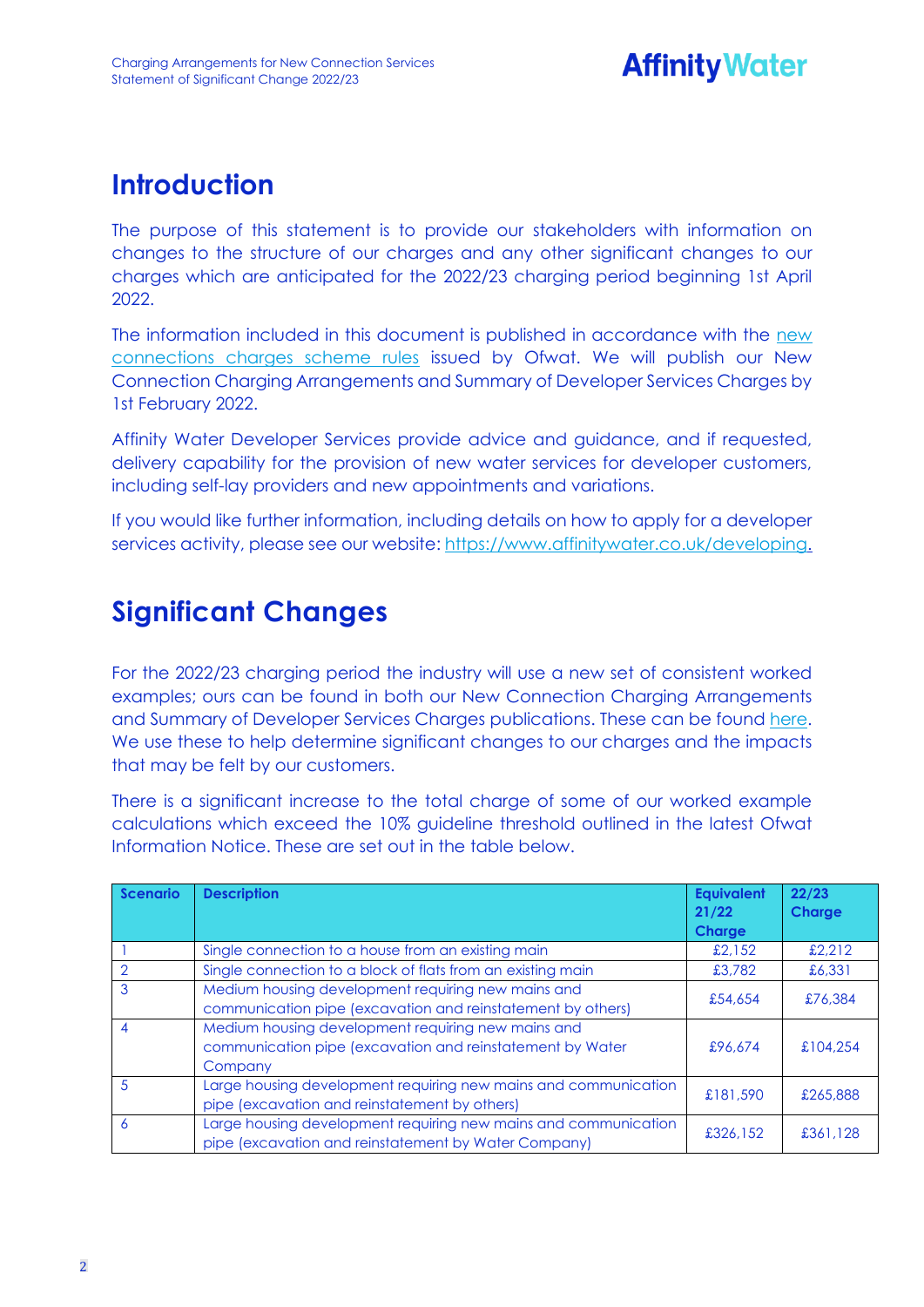## Introduction

The purpose of this statement is to provide our stakeholders with information on changes to the structure of our charges and any other significant changes to our charges which are anticipated for the 2022/23 charging period beginning 1st April 2022.

The information included in this document is published in accordance with the new connections charges scheme rules issued by Ofwat. We will publish our New Connection Charging Arrangements and Summary of Developer Services Charges by 1st February 2022.

Affinity Water Developer Services provide advice and guidance, and if requested, delivery capability for the provision of new water services for developer customers, including self-lay providers and new appointments and variations.

If you would like further information, including details on how to apply for a developer services activity, please see our website: https://www.affinitywater.co.uk/developing.

## Significant Changes

For the 2022/23 charging period the industry will use a new set of consistent worked examples; ours can be found in both our New Connection Charging Arrangements and Summary of Developer Services Charges publications. These can be found here. We use these to help determine significant changes to our charges and the impacts that may be felt by our customers.

There is a significant increase to the total charge of some of our worked example calculations which exceed the 10% guideline threshold outlined in the latest Ofwat Information Notice. These are set out in the table below.

| Scenario | Description | Equivalent 21/22 Charge | 22/23 Charge |
|---|---|---|---|
| 1 | Single connection to a house from an existing main | £2,152 | £2,212 |
| 2 | Single connection to a block of flats from an existing main | £3,782 | £6,331 |
| 3 | Medium housing development requiring new mains and communication pipe (excavation and reinstatement by others) | £54,654 | £76,384 |
| 4 | Medium housing development requiring new mains and communication pipe (excavation and reinstatement by Water Company | £96,674 | £104,254 |
| 5 | Large housing development requiring new mains and communication pipe (excavation and reinstatement by others) | £181,590 | £265,888 |
| 6 | Large housing development requiring new mains and communication pipe (excavation and reinstatement by Water Company) | £326,152 | £361,128 |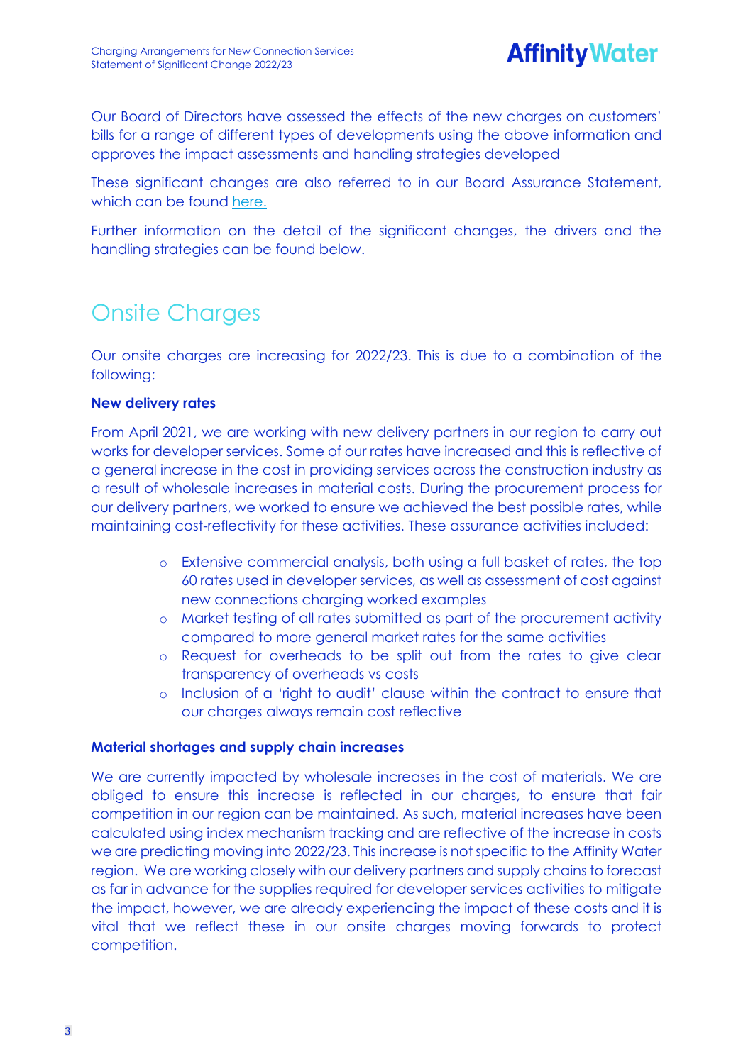Our Board of Directors have assessed the effects of the new charges on customers' bills for a range of different types of developments using the above information and approves the impact assessments and handling strategies developed

These significant changes are also referred to in our Board Assurance Statement, which can be found here.

Further information on the detail of the significant changes, the drivers and the handling strategies can be found below.

## Onsite Charges

Our onsite charges are increasing for 2022/23. This is due to a combination of the following:

**New delivery rates**

From April 2021, we are working with new delivery partners in our region to carry out works for developer services. Some of our rates have increased and this is reflective of a general increase in the cost in providing services across the construction industry as a result of wholesale increases in material costs. During the procurement process for our delivery partners, we worked to ensure we achieved the best possible rates, while maintaining cost-reflectivity for these activities. These assurance activities included:

- Extensive commercial analysis, both using a full basket of rates, the top 60 rates used in developer services, as well as assessment of cost against new connections charging worked examples
- Market testing of all rates submitted as part of the procurement activity compared to more general market rates for the same activities
- Request for overheads to be split out from the rates to give clear transparency of overheads vs costs
- Inclusion of a 'right to audit' clause within the contract to ensure that our charges always remain cost reflective

**Material shortages and supply chain increases**

We are currently impacted by wholesale increases in the cost of materials. We are obliged to ensure this increase is reflected in our charges, to ensure that fair competition in our region can be maintained. As such, material increases have been calculated using index mechanism tracking and are reflective of the increase in costs we are predicting moving into 2022/23. This increase is not specific to the Affinity Water region. We are working closely with our delivery partners and supply chains to forecast as far in advance for the supplies required for developer services activities to mitigate the impact, however, we are already experiencing the impact of these costs and it is vital that we reflect these in our onsite charges moving forwards to protect competition.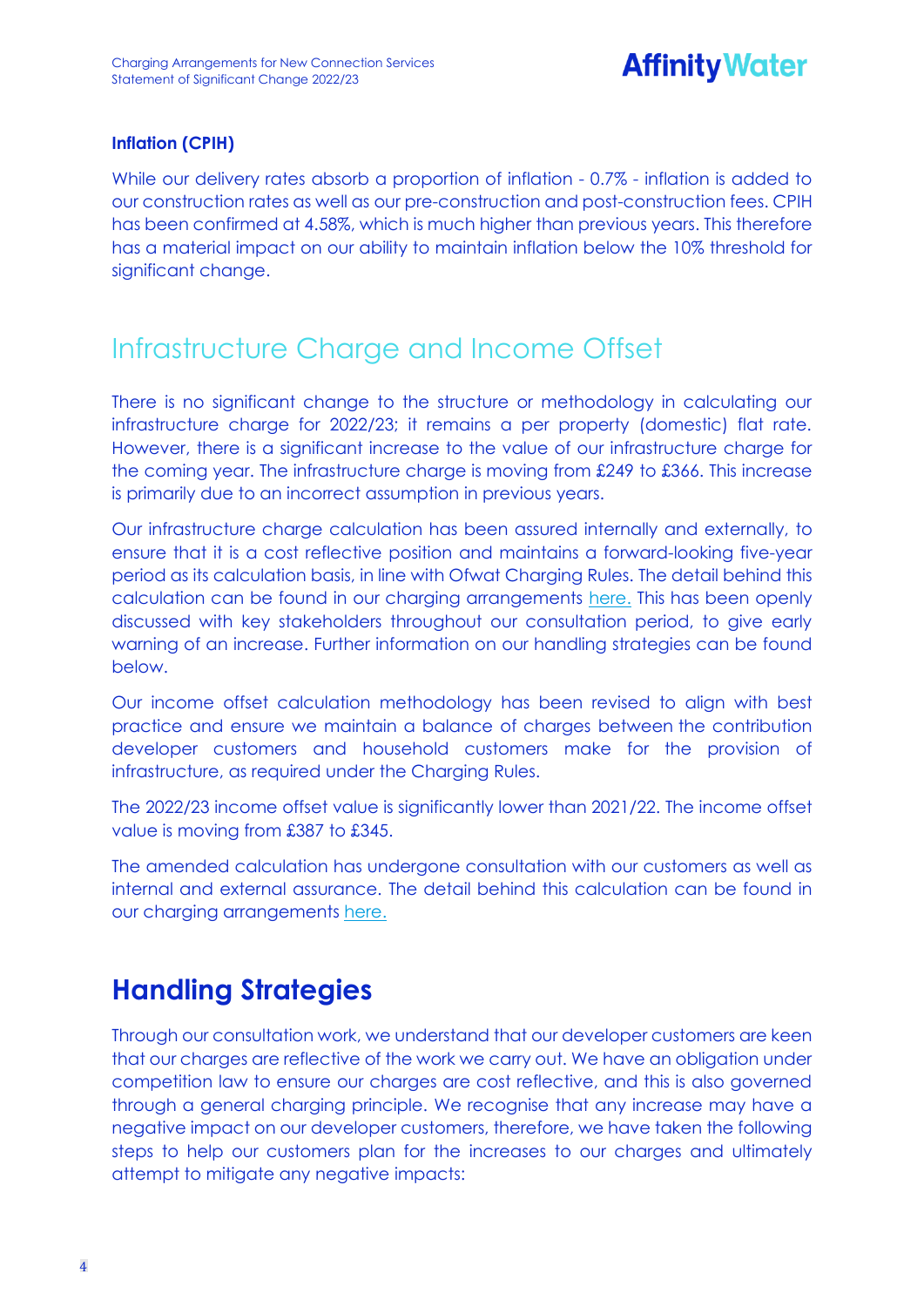**Inflation (CPIH)**

While our delivery rates absorb a proportion of inflation - 0.7% - inflation is added to our construction rates as well as our pre-construction and post-construction fees. CPIH has been confirmed at 4.58%, which is much higher than previous years. This therefore has a material impact on our ability to maintain inflation below the 10% threshold for significant change.

## Infrastructure Charge and Income Offset

There is no significant change to the structure or methodology in calculating our infrastructure charge for 2022/23; it remains a per property (domestic) flat rate. However, there is a significant increase to the value of our infrastructure charge for the coming year. The infrastructure charge is moving from £249 to £366. This increase is primarily due to an incorrect assumption in previous years.

Our infrastructure charge calculation has been assured internally and externally, to ensure that it is a cost reflective position and maintains a forward-looking five-year period as its calculation basis, in line with Ofwat Charging Rules. The detail behind this calculation can be found in our charging arrangements here. This has been openly discussed with key stakeholders throughout our consultation period, to give early warning of an increase. Further information on our handling strategies can be found below.

Our income offset calculation methodology has been revised to align with best practice and ensure we maintain a balance of charges between the contribution developer customers and household customers make for the provision of infrastructure, as required under the Charging Rules.

The 2022/23 income offset value is significantly lower than 2021/22. The income offset value is moving from £387 to £345.

The amended calculation has undergone consultation with our customers as well as internal and external assurance. The detail behind this calculation can be found in our charging arrangements here.

## Handling Strategies

Through our consultation work, we understand that our developer customers are keen that our charges are reflective of the work we carry out. We have an obligation under competition law to ensure our charges are cost reflective, and this is also governed through a general charging principle. We recognise that any increase may have a negative impact on our developer customers, therefore, we have taken the following steps to help our customers plan for the increases to our charges and ultimately attempt to mitigate any negative impacts: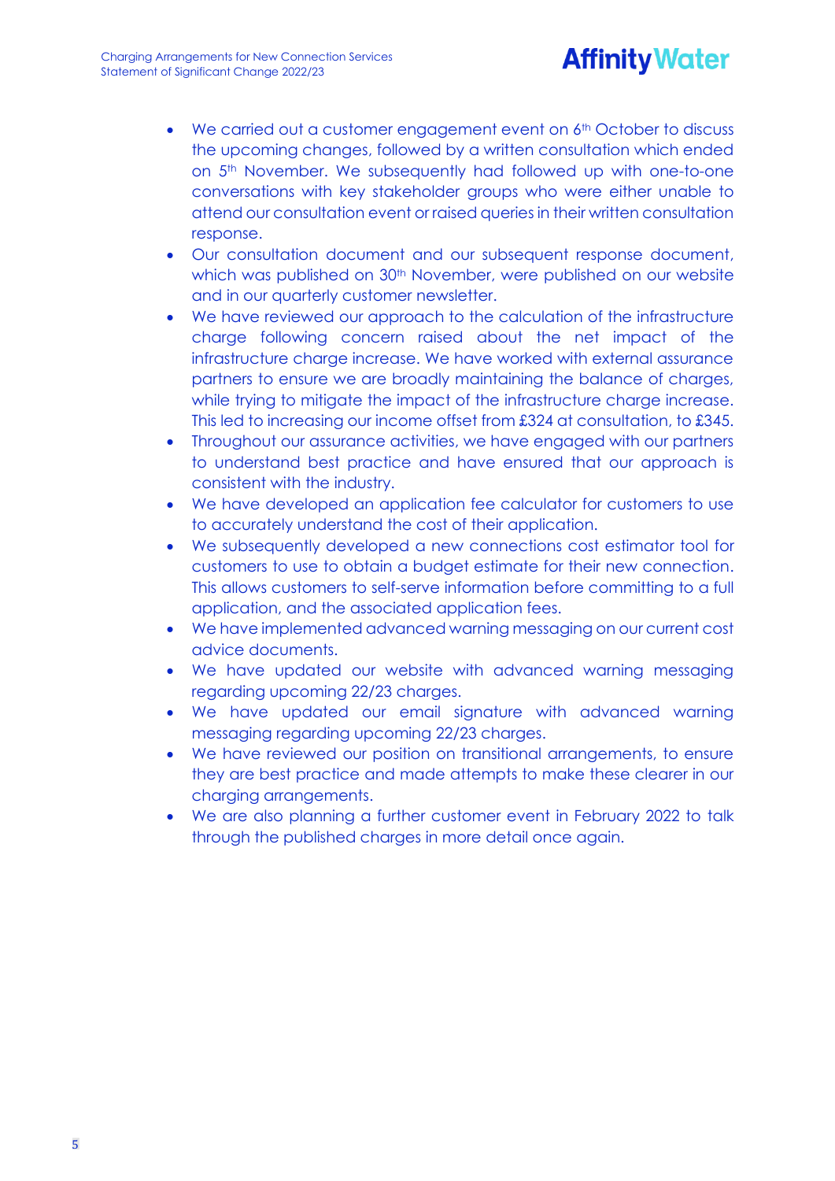- We carried out a customer engagement event on 6th October to discuss the upcoming changes, followed by a written consultation which ended on 5th November. We subsequently had followed up with one-to-one conversations with key stakeholder groups who were either unable to attend our consultation event or raised queries in their written consultation response.
- Our consultation document and our subsequent response document, which was published on 30th November, were published on our website and in our quarterly customer newsletter.
- We have reviewed our approach to the calculation of the infrastructure charge following concern raised about the net impact of the infrastructure charge increase. We have worked with external assurance partners to ensure we are broadly maintaining the balance of charges, while trying to mitigate the impact of the infrastructure charge increase. This led to increasing our income offset from £324 at consultation, to £345.
- Throughout our assurance activities, we have engaged with our partners to understand best practice and have ensured that our approach is consistent with the industry.
- We have developed an application fee calculator for customers to use to accurately understand the cost of their application.
- We subsequently developed a new connections cost estimator tool for customers to use to obtain a budget estimate for their new connection. This allows customers to self-serve information before committing to a full application, and the associated application fees.
- We have implemented advanced warning messaging on our current cost advice documents.
- We have updated our website with advanced warning messaging regarding upcoming 22/23 charges.
- We have updated our email signature with advanced warning messaging regarding upcoming 22/23 charges.
- We have reviewed our position on transitional arrangements, to ensure they are best practice and made attempts to make these clearer in our charging arrangements.
- We are also planning a further customer event in February 2022 to talk through the published charges in more detail once again.